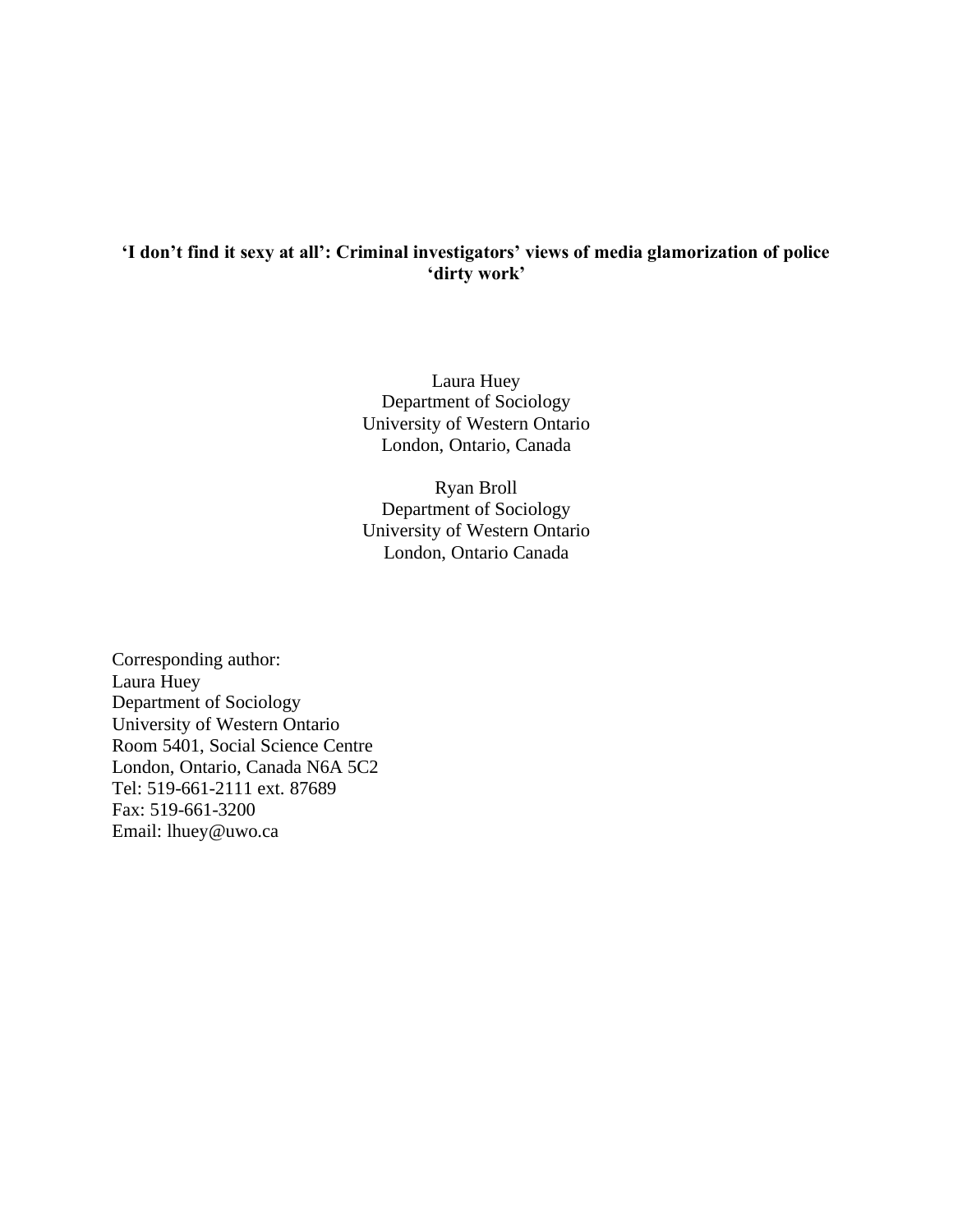# 'I don't find it sexy at all': Criminal investigators' views of media glamorization of police 'dirty work'

Laura Huey
Department of Sociology
University of Western Ontario
London, Ontario, Canada

Ryan Broll
Department of Sociology
University of Western Ontario
London, Ontario Canada

Corresponding author:
Laura Huey
Department of Sociology
University of Western Ontario
Room 5401, Social Science Centre
London, Ontario, Canada N6A 5C2
Tel: 519-661-2111 ext. 87689
Fax: 519-661-3200
Email: lhuey@uwo.ca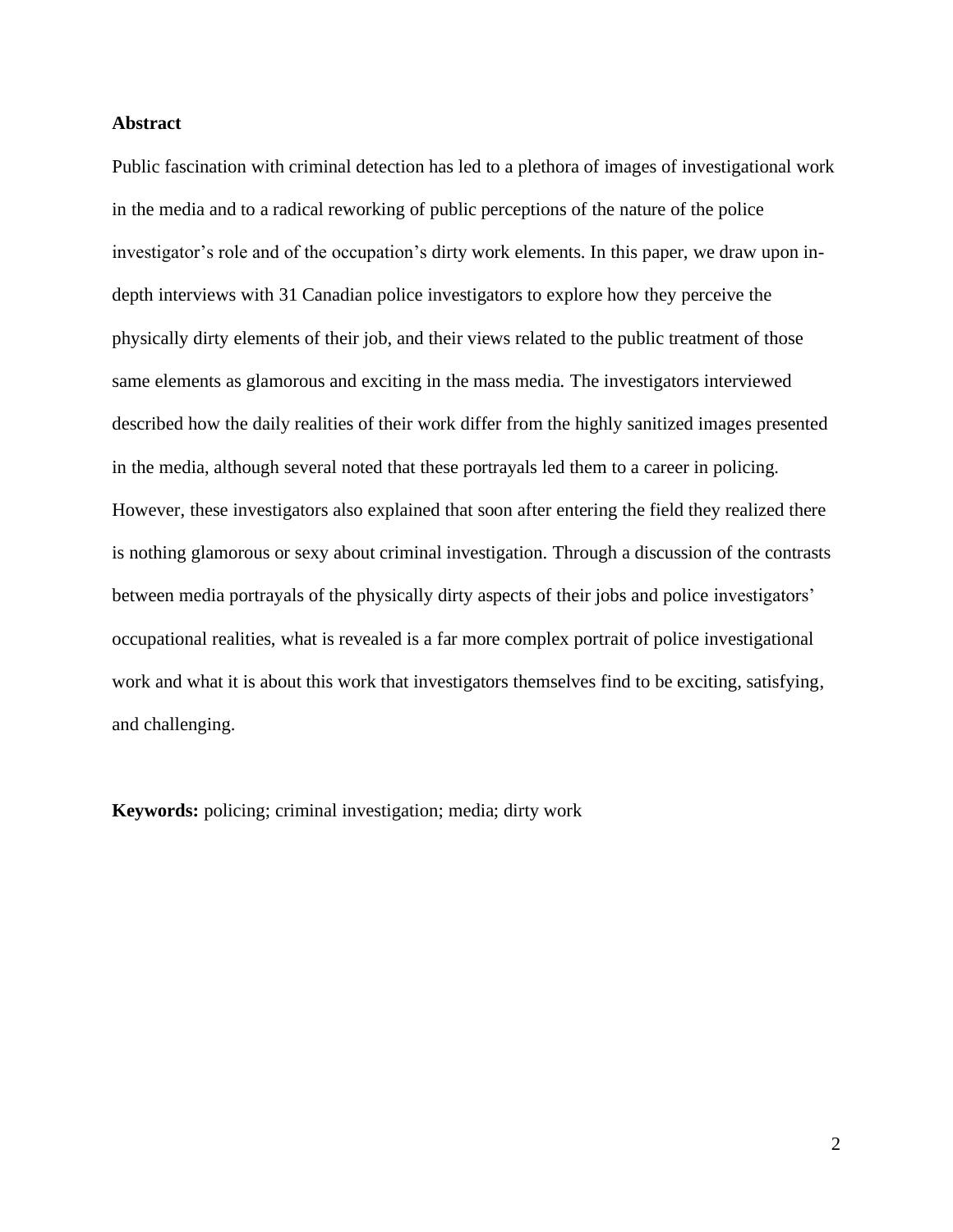## Abstract

Public fascination with criminal detection has led to a plethora of images of investigational work in the media and to a radical reworking of public perceptions of the nature of the police investigator's role and of the occupation's dirty work elements. In this paper, we draw upon in-depth interviews with 31 Canadian police investigators to explore how they perceive the physically dirty elements of their job, and their views related to the public treatment of those same elements as glamorous and exciting in the mass media. The investigators interviewed described how the daily realities of their work differ from the highly sanitized images presented in the media, although several noted that these portrayals led them to a career in policing. However, these investigators also explained that soon after entering the field they realized there is nothing glamorous or sexy about criminal investigation. Through a discussion of the contrasts between media portrayals of the physically dirty aspects of their jobs and police investigators' occupational realities, what is revealed is a far more complex portrait of police investigational work and what it is about this work that investigators themselves find to be exciting, satisfying, and challenging.

**Keywords:** policing; criminal investigation; media; dirty work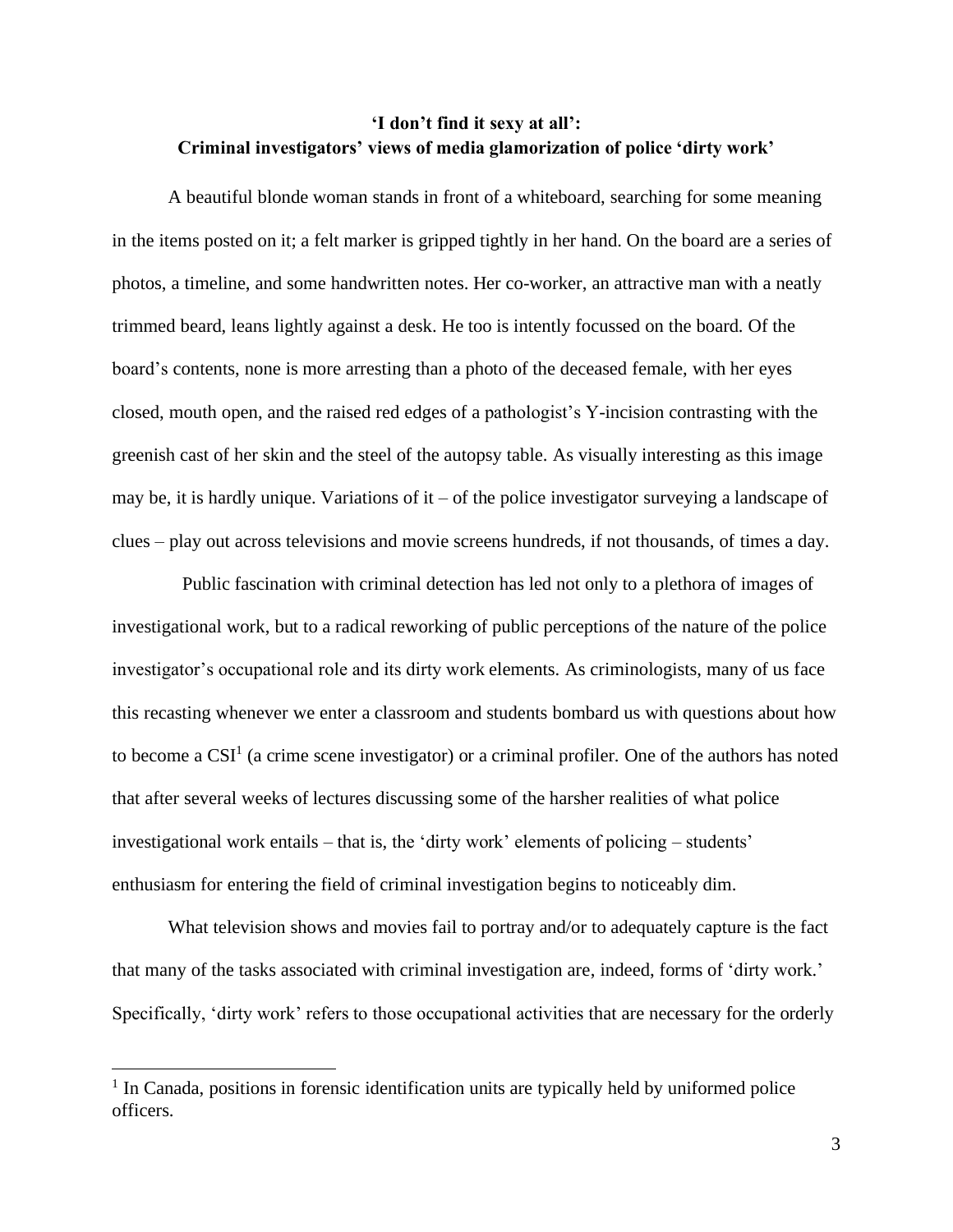**'I don't find it sexy at all': Criminal investigators' views of media glamorization of police 'dirty work'**

A beautiful blonde woman stands in front of a whiteboard, searching for some meaning in the items posted on it; a felt marker is gripped tightly in her hand. On the board are a series of photos, a timeline, and some handwritten notes. Her co-worker, an attractive man with a neatly trimmed beard, leans lightly against a desk. He too is intently focussed on the board. Of the board's contents, none is more arresting than a photo of the deceased female, with her eyes closed, mouth open, and the raised red edges of a pathologist's Y-incision contrasting with the greenish cast of her skin and the steel of the autopsy table. As visually interesting as this image may be, it is hardly unique. Variations of it – of the police investigator surveying a landscape of clues – play out across televisions and movie screens hundreds, if not thousands, of times a day.

Public fascination with criminal detection has led not only to a plethora of images of investigational work, but to a radical reworking of public perceptions of the nature of the police investigator's occupational role and its dirty work elements. As criminologists, many of us face this recasting whenever we enter a classroom and students bombard us with questions about how to become a CSI[1] (a crime scene investigator) or a criminal profiler. One of the authors has noted that after several weeks of lectures discussing some of the harsher realities of what police investigational work entails – that is, the 'dirty work' elements of policing – students' enthusiasm for entering the field of criminal investigation begins to noticeably dim.

What television shows and movies fail to portray and/or to adequately capture is the fact that many of the tasks associated with criminal investigation are, indeed, forms of 'dirty work.' Specifically, 'dirty work' refers to those occupational activities that are necessary for the orderly

[1] In Canada, positions in forensic identification units are typically held by uniformed police officers.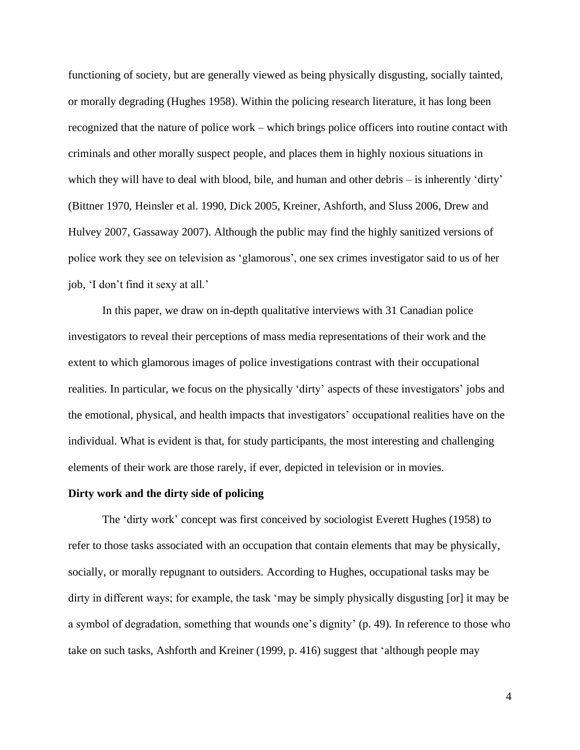functioning of society, but are generally viewed as being physically disgusting, socially tainted, or morally degrading (Hughes 1958). Within the policing research literature, it has long been recognized that the nature of police work – which brings police officers into routine contact with criminals and other morally suspect people, and places them in highly noxious situations in which they will have to deal with blood, bile, and human and other debris – is inherently 'dirty' (Bittner 1970, Heinsler et al. 1990, Dick 2005, Kreiner, Ashforth, and Sluss 2006, Drew and Hulvey 2007, Gassaway 2007). Although the public may find the highly sanitized versions of police work they see on television as 'glamorous', one sex crimes investigator said to us of her job, 'I don't find it sexy at all.'

In this paper, we draw on in-depth qualitative interviews with 31 Canadian police investigators to reveal their perceptions of mass media representations of their work and the extent to which glamorous images of police investigations contrast with their occupational realities. In particular, we focus on the physically 'dirty' aspects of these investigators' jobs and the emotional, physical, and health impacts that investigators' occupational realities have on the individual. What is evident is that, for study participants, the most interesting and challenging elements of their work are those rarely, if ever, depicted in television or in movies.

**Dirty work and the dirty side of policing**

The 'dirty work' concept was first conceived by sociologist Everett Hughes (1958) to refer to those tasks associated with an occupation that contain elements that may be physically, socially, or morally repugnant to outsiders. According to Hughes, occupational tasks may be dirty in different ways; for example, the task 'may be simply physically disgusting [or] it may be a symbol of degradation, something that wounds one's dignity' (p. 49). In reference to those who take on such tasks, Ashforth and Kreiner (1999, p. 416) suggest that 'although people may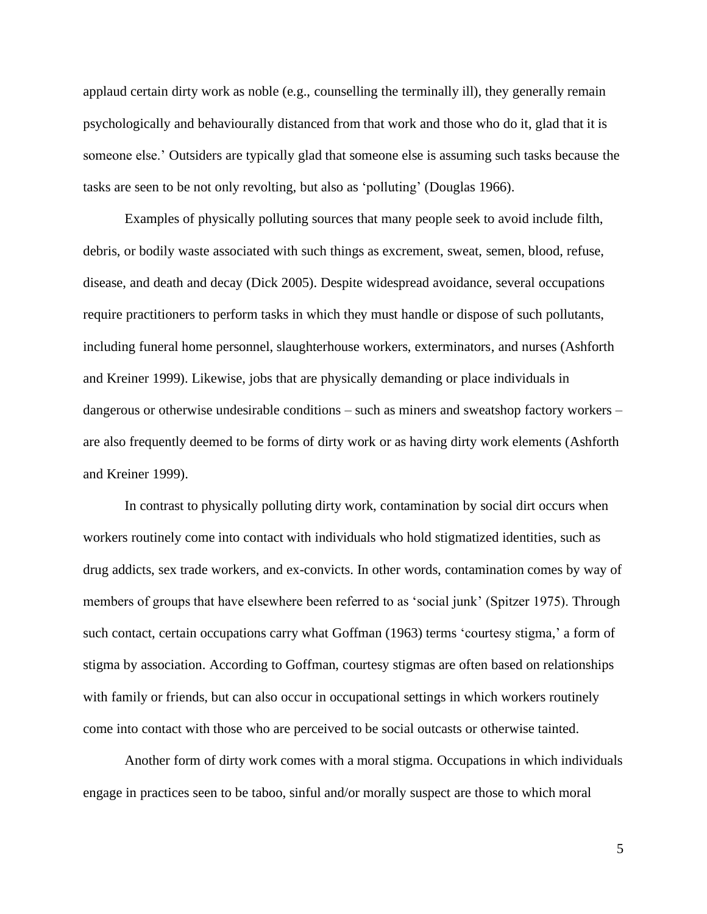applaud certain dirty work as noble (e.g., counselling the terminally ill), they generally remain psychologically and behaviourally distanced from that work and those who do it, glad that it is someone else.' Outsiders are typically glad that someone else is assuming such tasks because the tasks are seen to be not only revolting, but also as 'polluting' (Douglas 1966).

Examples of physically polluting sources that many people seek to avoid include filth, debris, or bodily waste associated with such things as excrement, sweat, semen, blood, refuse, disease, and death and decay (Dick 2005). Despite widespread avoidance, several occupations require practitioners to perform tasks in which they must handle or dispose of such pollutants, including funeral home personnel, slaughterhouse workers, exterminators, and nurses (Ashforth and Kreiner 1999). Likewise, jobs that are physically demanding or place individuals in dangerous or otherwise undesirable conditions – such as miners and sweatshop factory workers – are also frequently deemed to be forms of dirty work or as having dirty work elements (Ashforth and Kreiner 1999).

In contrast to physically polluting dirty work, contamination by social dirt occurs when workers routinely come into contact with individuals who hold stigmatized identities, such as drug addicts, sex trade workers, and ex-convicts. In other words, contamination comes by way of members of groups that have elsewhere been referred to as 'social junk' (Spitzer 1975). Through such contact, certain occupations carry what Goffman (1963) terms 'courtesy stigma,' a form of stigma by association. According to Goffman, courtesy stigmas are often based on relationships with family or friends, but can also occur in occupational settings in which workers routinely come into contact with those who are perceived to be social outcasts or otherwise tainted.

Another form of dirty work comes with a moral stigma. Occupations in which individuals engage in practices seen to be taboo, sinful and/or morally suspect are those to which moral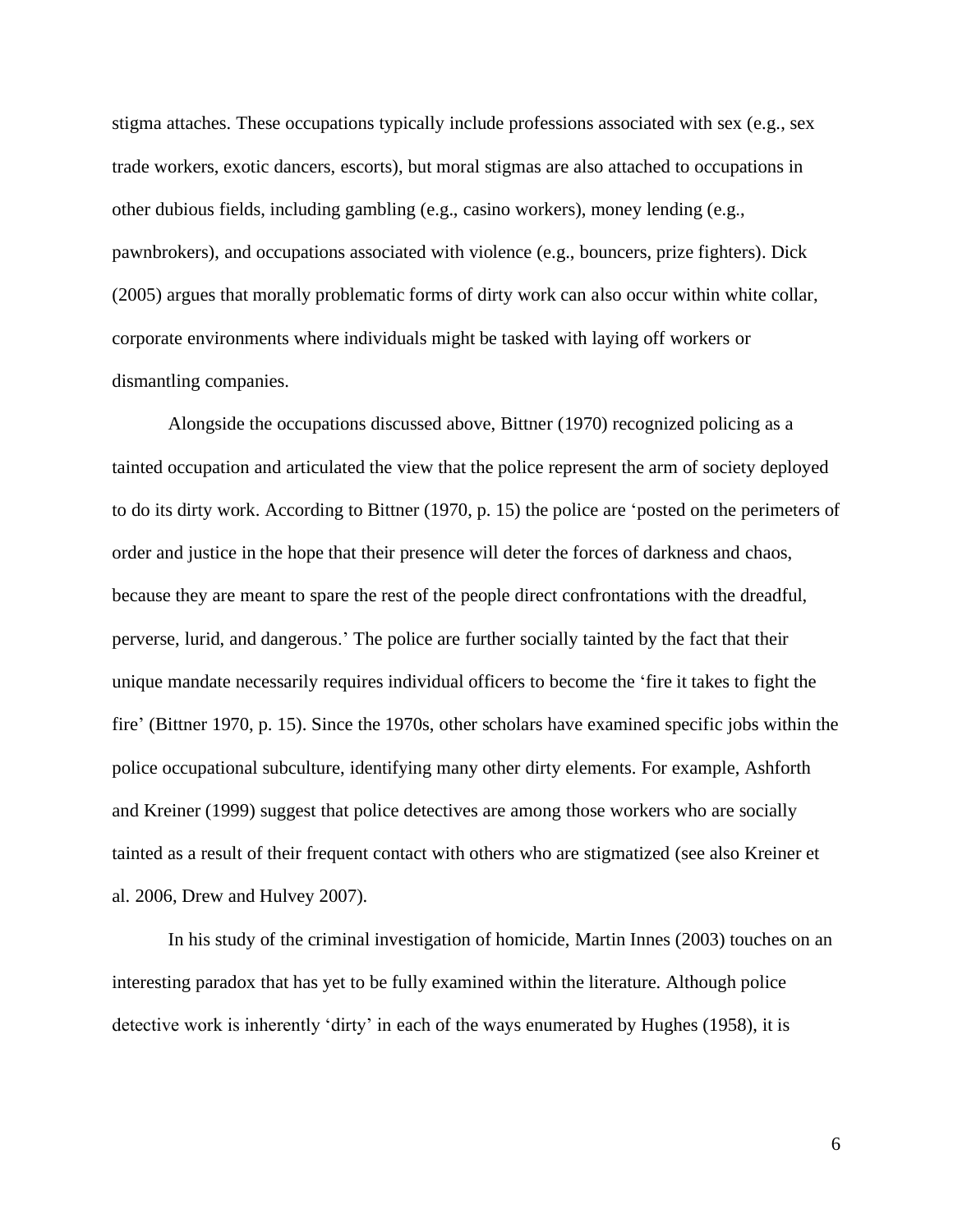stigma attaches. These occupations typically include professions associated with sex (e.g., sex trade workers, exotic dancers, escorts), but moral stigmas are also attached to occupations in other dubious fields, including gambling (e.g., casino workers), money lending (e.g., pawnbrokers), and occupations associated with violence (e.g., bouncers, prize fighters). Dick (2005) argues that morally problematic forms of dirty work can also occur within white collar, corporate environments where individuals might be tasked with laying off workers or dismantling companies.

Alongside the occupations discussed above, Bittner (1970) recognized policing as a tainted occupation and articulated the view that the police represent the arm of society deployed to do its dirty work. According to Bittner (1970, p. 15) the police are 'posted on the perimeters of order and justice in the hope that their presence will deter the forces of darkness and chaos, because they are meant to spare the rest of the people direct confrontations with the dreadful, perverse, lurid, and dangerous.' The police are further socially tainted by the fact that their unique mandate necessarily requires individual officers to become the 'fire it takes to fight the fire' (Bittner 1970, p. 15). Since the 1970s, other scholars have examined specific jobs within the police occupational subculture, identifying many other dirty elements. For example, Ashforth and Kreiner (1999) suggest that police detectives are among those workers who are socially tainted as a result of their frequent contact with others who are stigmatized (see also Kreiner et al. 2006, Drew and Hulvey 2007).

In his study of the criminal investigation of homicide, Martin Innes (2003) touches on an interesting paradox that has yet to be fully examined within the literature. Although police detective work is inherently 'dirty' in each of the ways enumerated by Hughes (1958), it is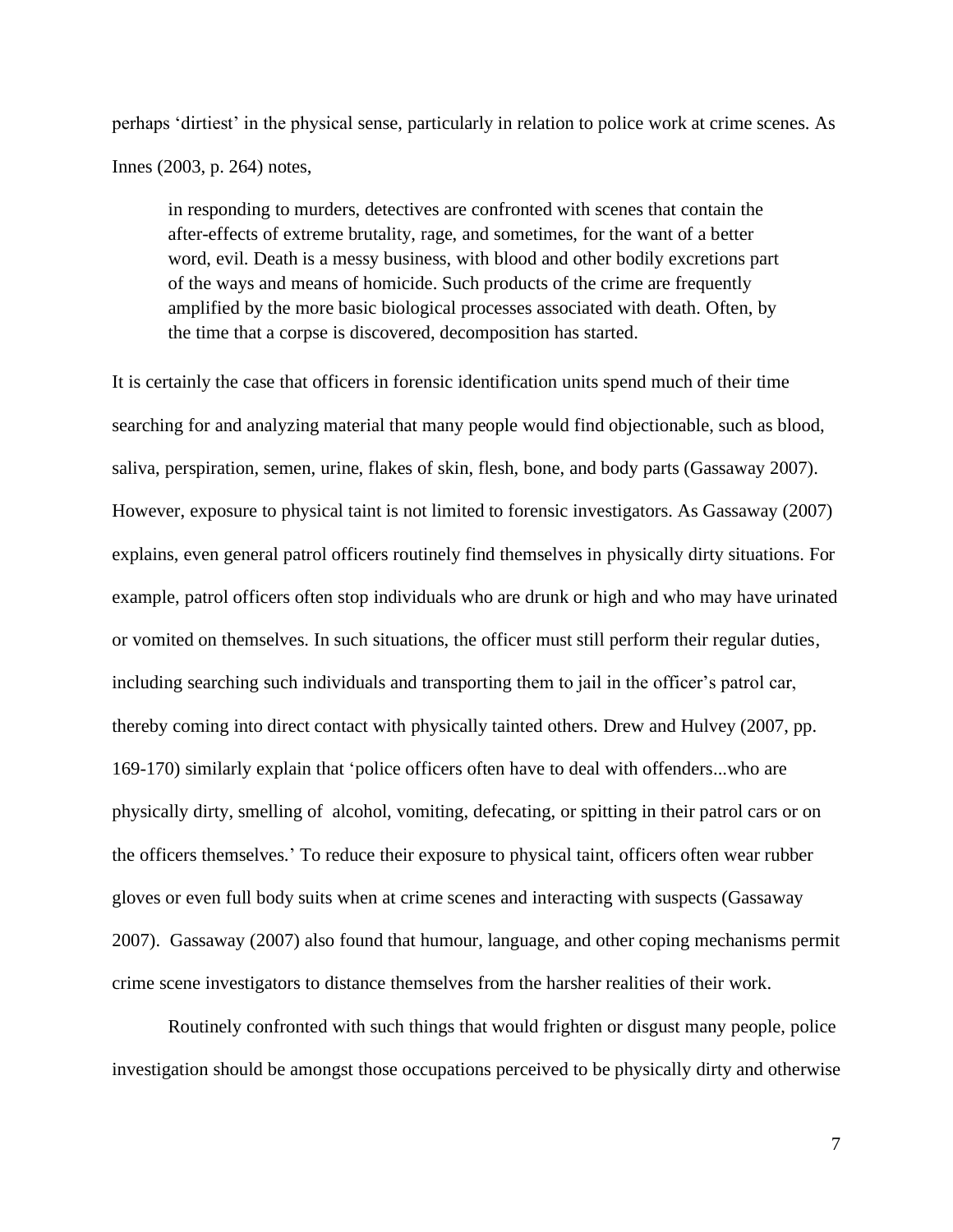perhaps 'dirtiest' in the physical sense, particularly in relation to police work at crime scenes. As Innes (2003, p. 264) notes,

> in responding to murders, detectives are confronted with scenes that contain the after-effects of extreme brutality, rage, and sometimes, for the want of a better word, evil. Death is a messy business, with blood and other bodily excretions part of the ways and means of homicide. Such products of the crime are frequently amplified by the more basic biological processes associated with death. Often, by the time that a corpse is discovered, decomposition has started.

It is certainly the case that officers in forensic identification units spend much of their time searching for and analyzing material that many people would find objectionable, such as blood, saliva, perspiration, semen, urine, flakes of skin, flesh, bone, and body parts (Gassaway 2007). However, exposure to physical taint is not limited to forensic investigators. As Gassaway (2007) explains, even general patrol officers routinely find themselves in physically dirty situations. For example, patrol officers often stop individuals who are drunk or high and who may have urinated or vomited on themselves. In such situations, the officer must still perform their regular duties, including searching such individuals and transporting them to jail in the officer's patrol car, thereby coming into direct contact with physically tainted others. Drew and Hulvey (2007, pp. 169-170) similarly explain that 'police officers often have to deal with offenders...who are physically dirty, smelling of alcohol, vomiting, defecating, or spitting in their patrol cars or on the officers themselves.' To reduce their exposure to physical taint, officers often wear rubber gloves or even full body suits when at crime scenes and interacting with suspects (Gassaway 2007). Gassaway (2007) also found that humour, language, and other coping mechanisms permit crime scene investigators to distance themselves from the harsher realities of their work.

Routinely confronted with such things that would frighten or disgust many people, police investigation should be amongst those occupations perceived to be physically dirty and otherwise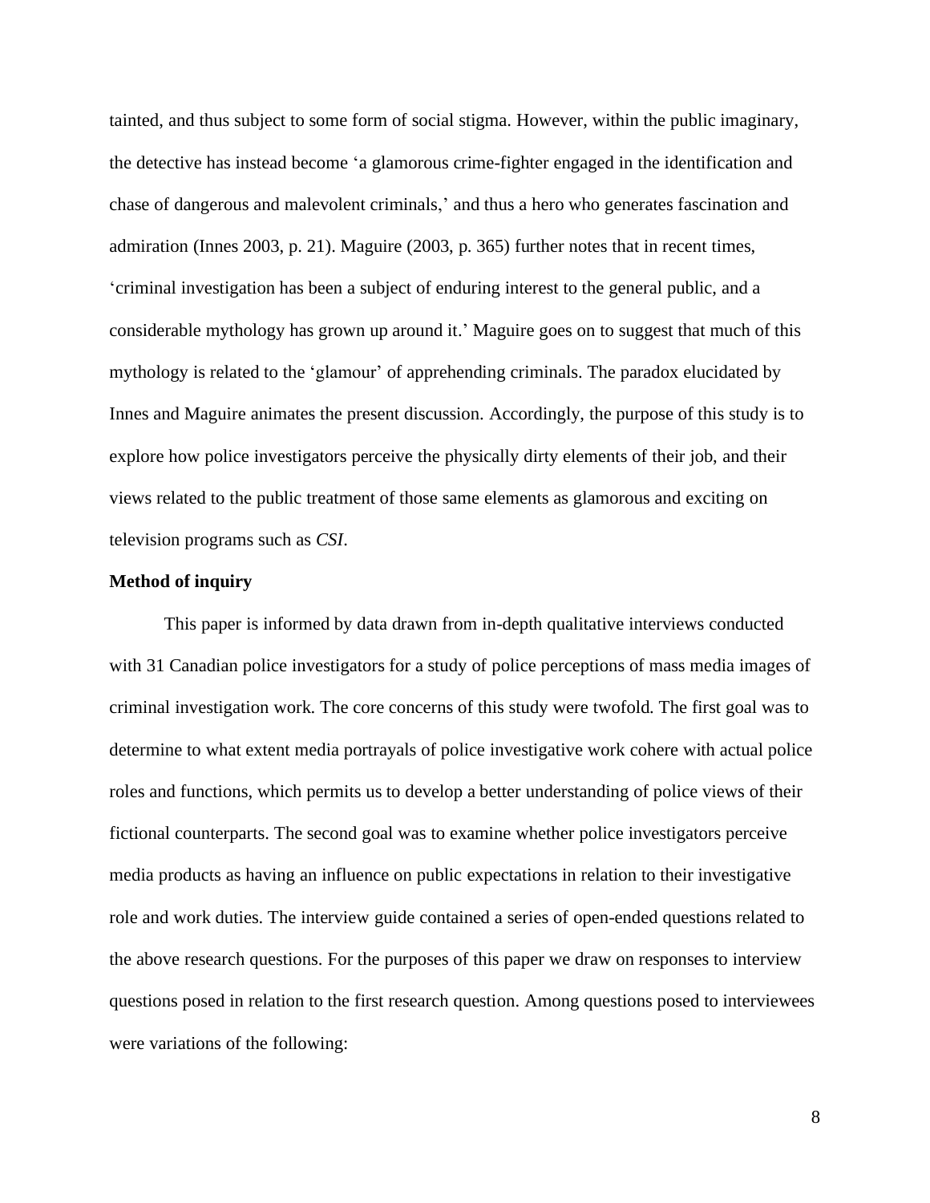tainted, and thus subject to some form of social stigma. However, within the public imaginary, the detective has instead become 'a glamorous crime-fighter engaged in the identification and chase of dangerous and malevolent criminals,' and thus a hero who generates fascination and admiration (Innes 2003, p. 21). Maguire (2003, p. 365) further notes that in recent times, 'criminal investigation has been a subject of enduring interest to the general public, and a considerable mythology has grown up around it.' Maguire goes on to suggest that much of this mythology is related to the 'glamour' of apprehending criminals. The paradox elucidated by Innes and Maguire animates the present discussion. Accordingly, the purpose of this study is to explore how police investigators perceive the physically dirty elements of their job, and their views related to the public treatment of those same elements as glamorous and exciting on television programs such as *CSI*.

**Method of inquiry**

This paper is informed by data drawn from in-depth qualitative interviews conducted with 31 Canadian police investigators for a study of police perceptions of mass media images of criminal investigation work. The core concerns of this study were twofold. The first goal was to determine to what extent media portrayals of police investigative work cohere with actual police roles and functions, which permits us to develop a better understanding of police views of their fictional counterparts. The second goal was to examine whether police investigators perceive media products as having an influence on public expectations in relation to their investigative role and work duties. The interview guide contained a series of open-ended questions related to the above research questions. For the purposes of this paper we draw on responses to interview questions posed in relation to the first research question. Among questions posed to interviewees were variations of the following: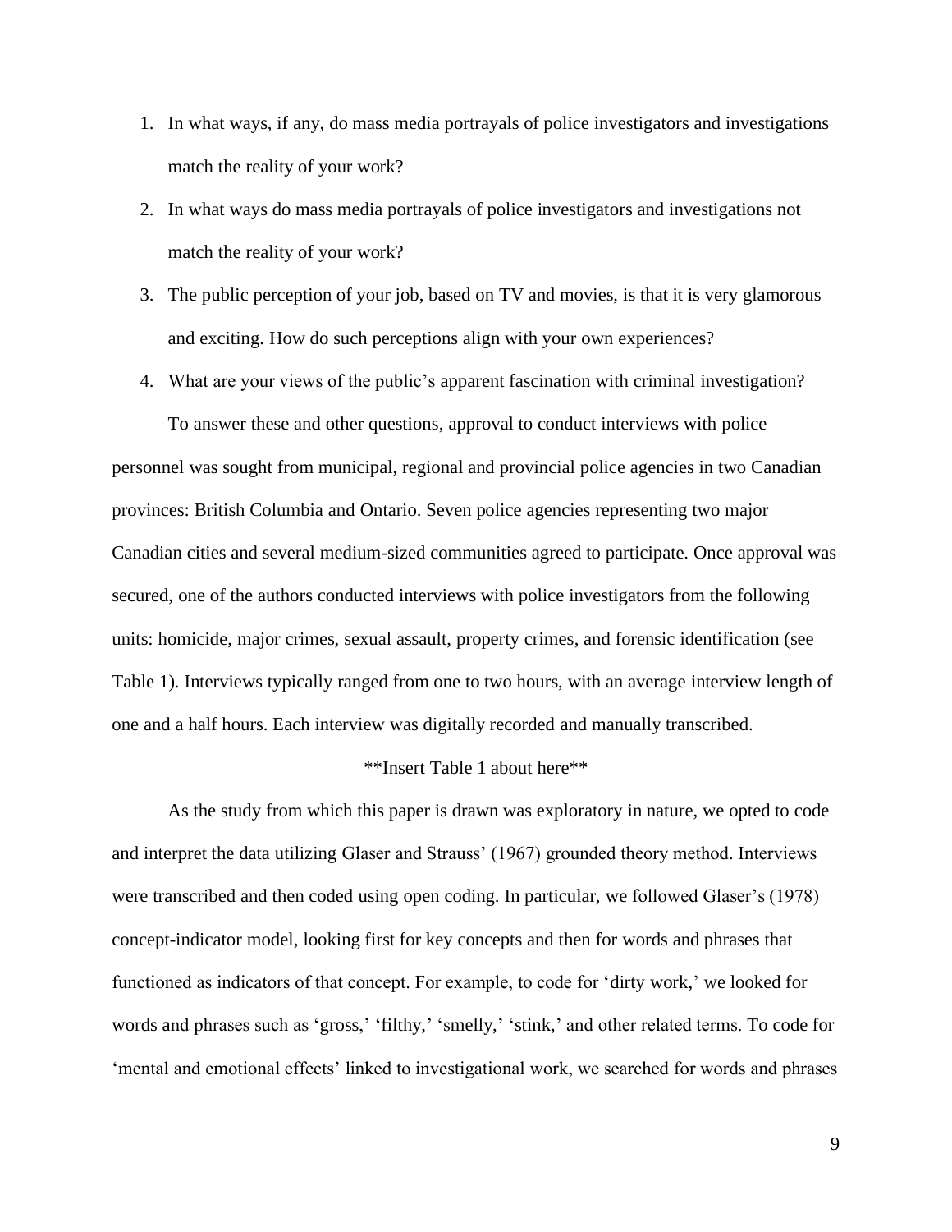1. In what ways, if any, do mass media portrayals of police investigators and investigations match the reality of your work?
2. In what ways do mass media portrayals of police investigators and investigations not match the reality of your work?
3. The public perception of your job, based on TV and movies, is that it is very glamorous and exciting. How do such perceptions align with your own experiences?
4. What are your views of the public's apparent fascination with criminal investigation?

To answer these and other questions, approval to conduct interviews with police personnel was sought from municipal, regional and provincial police agencies in two Canadian provinces: British Columbia and Ontario. Seven police agencies representing two major Canadian cities and several medium-sized communities agreed to participate. Once approval was secured, one of the authors conducted interviews with police investigators from the following units: homicide, major crimes, sexual assault, property crimes, and forensic identification (see Table 1). Interviews typically ranged from one to two hours, with an average interview length of one and a half hours. Each interview was digitally recorded and manually transcribed.

**Insert Table 1 about here**

As the study from which this paper is drawn was exploratory in nature, we opted to code and interpret the data utilizing Glaser and Strauss' (1967) grounded theory method. Interviews were transcribed and then coded using open coding. In particular, we followed Glaser's (1978) concept-indicator model, looking first for key concepts and then for words and phrases that functioned as indicators of that concept. For example, to code for 'dirty work,' we looked for words and phrases such as 'gross,' 'filthy,' 'smelly,' 'stink,' and other related terms. To code for 'mental and emotional effects' linked to investigational work, we searched for words and phrases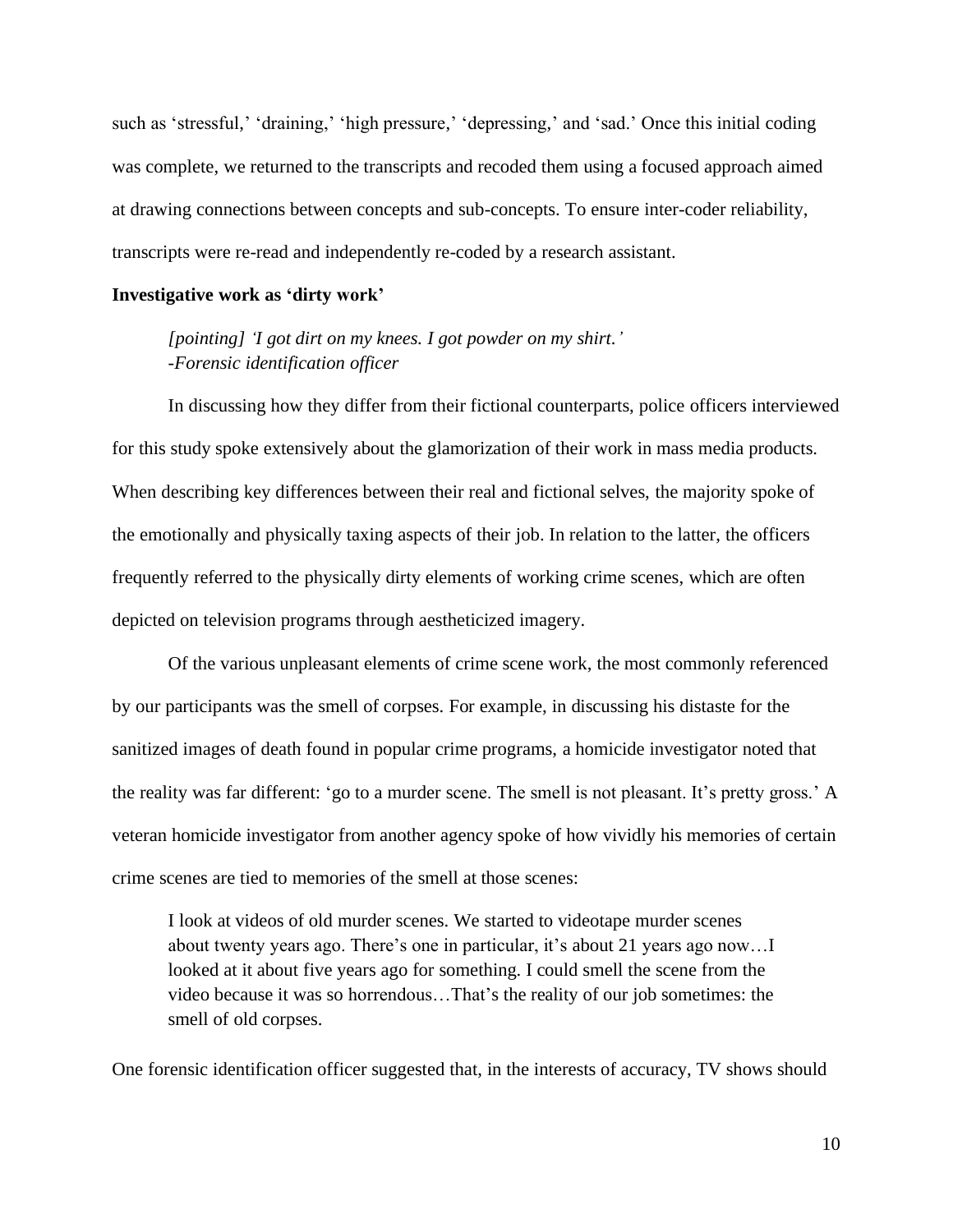such as 'stressful,' 'draining,' 'high pressure,' 'depressing,' and 'sad.' Once this initial coding was complete, we returned to the transcripts and recoded them using a focused approach aimed at drawing connections between concepts and sub-concepts. To ensure inter-coder reliability, transcripts were re-read and independently re-coded by a research assistant.

**Investigative work as 'dirty work'**

> *[pointing] 'I got dirt on my knees. I got powder on my shirt.'*
> *-Forensic identification officer*

In discussing how they differ from their fictional counterparts, police officers interviewed for this study spoke extensively about the glamorization of their work in mass media products. When describing key differences between their real and fictional selves, the majority spoke of the emotionally and physically taxing aspects of their job. In relation to the latter, the officers frequently referred to the physically dirty elements of working crime scenes, which are often depicted on television programs through aestheticized imagery.

Of the various unpleasant elements of crime scene work, the most commonly referenced by our participants was the smell of corpses. For example, in discussing his distaste for the sanitized images of death found in popular crime programs, a homicide investigator noted that the reality was far different: 'go to a murder scene. The smell is not pleasant. It's pretty gross.' A veteran homicide investigator from another agency spoke of how vividly his memories of certain crime scenes are tied to memories of the smell at those scenes:

> I look at videos of old murder scenes. We started to videotape murder scenes about twenty years ago. There's one in particular, it's about 21 years ago now…I looked at it about five years ago for something. I could smell the scene from the video because it was so horrendous…That's the reality of our job sometimes: the smell of old corpses.

One forensic identification officer suggested that, in the interests of accuracy, TV shows should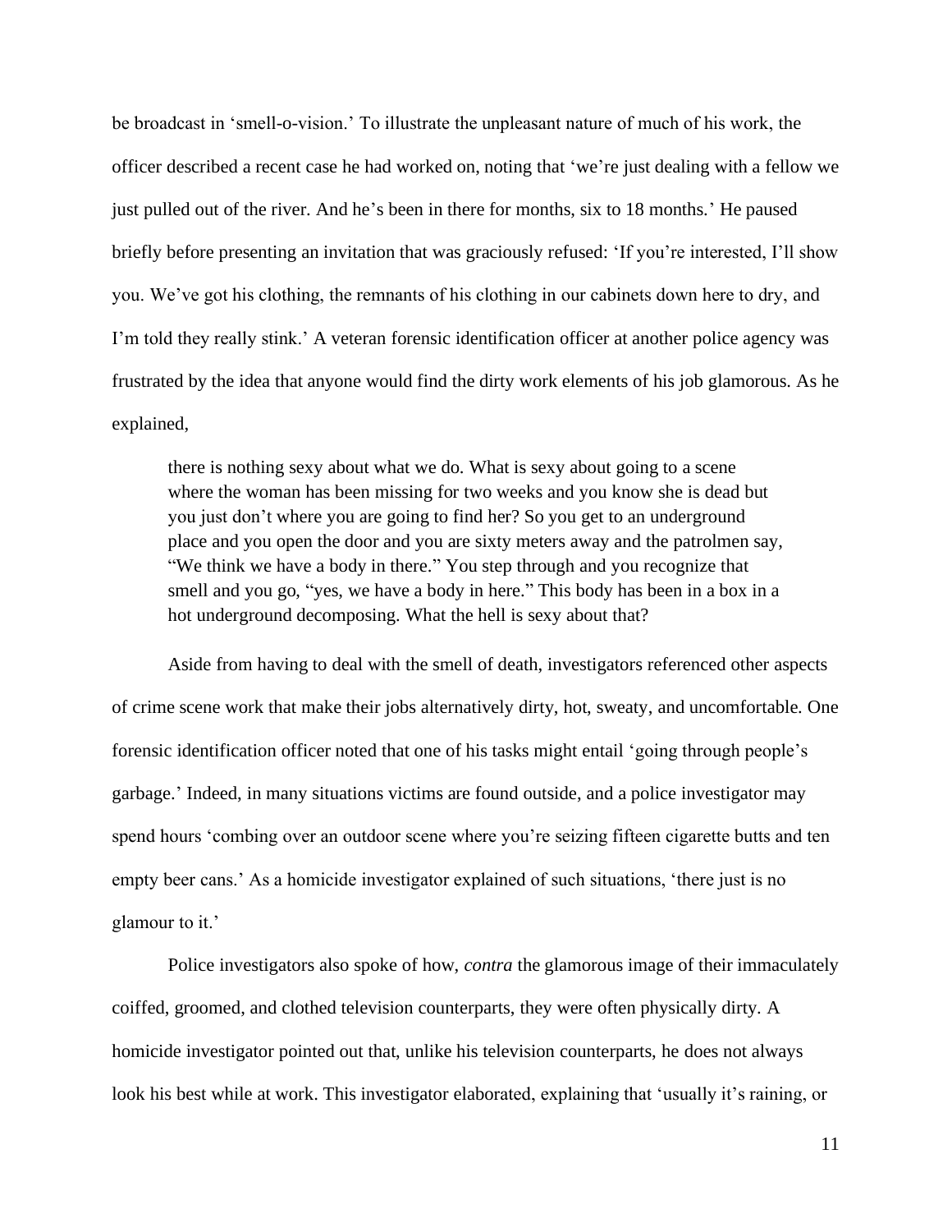be broadcast in 'smell-o-vision.' To illustrate the unpleasant nature of much of his work, the officer described a recent case he had worked on, noting that 'we're just dealing with a fellow we just pulled out of the river. And he's been in there for months, six to 18 months.' He paused briefly before presenting an invitation that was graciously refused: 'If you're interested, I'll show you. We've got his clothing, the remnants of his clothing in our cabinets down here to dry, and I'm told they really stink.' A veteran forensic identification officer at another police agency was frustrated by the idea that anyone would find the dirty work elements of his job glamorous. As he explained,

> there is nothing sexy about what we do. What is sexy about going to a scene where the woman has been missing for two weeks and you know she is dead but you just don't where you are going to find her? So you get to an underground place and you open the door and you are sixty meters away and the patrolmen say, "We think we have a body in there." You step through and you recognize that smell and you go, "yes, we have a body in here." This body has been in a box in a hot underground decomposing. What the hell is sexy about that?

Aside from having to deal with the smell of death, investigators referenced other aspects of crime scene work that make their jobs alternatively dirty, hot, sweaty, and uncomfortable. One forensic identification officer noted that one of his tasks might entail 'going through people's garbage.' Indeed, in many situations victims are found outside, and a police investigator may spend hours 'combing over an outdoor scene where you're seizing fifteen cigarette butts and ten empty beer cans.' As a homicide investigator explained of such situations, 'there just is no glamour to it.'

Police investigators also spoke of how, *contra* the glamorous image of their immaculately coiffed, groomed, and clothed television counterparts, they were often physically dirty. A homicide investigator pointed out that, unlike his television counterparts, he does not always look his best while at work. This investigator elaborated, explaining that 'usually it's raining, or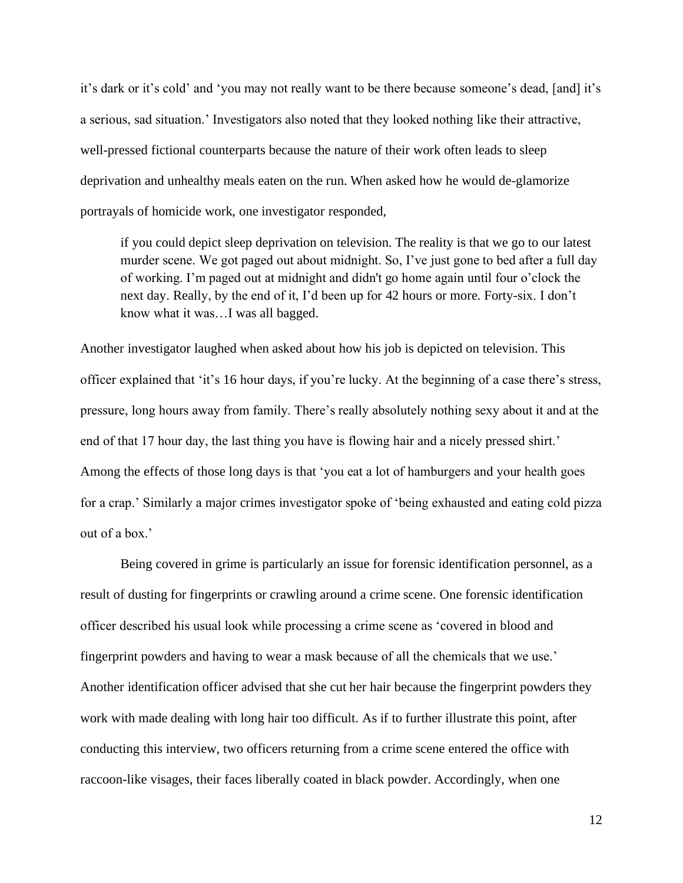it's dark or it's cold' and 'you may not really want to be there because someone's dead, [and] it's a serious, sad situation.' Investigators also noted that they looked nothing like their attractive, well-pressed fictional counterparts because the nature of their work often leads to sleep deprivation and unhealthy meals eaten on the run. When asked how he would de-glamorize portrayals of homicide work, one investigator responded,

> if you could depict sleep deprivation on television. The reality is that we go to our latest murder scene. We got paged out about midnight. So, I've just gone to bed after a full day of working. I'm paged out at midnight and didn't go home again until four o'clock the next day. Really, by the end of it, I'd been up for 42 hours or more. Forty-six. I don't know what it was…I was all bagged.

Another investigator laughed when asked about how his job is depicted on television. This officer explained that 'it's 16 hour days, if you're lucky. At the beginning of a case there's stress, pressure, long hours away from family. There's really absolutely nothing sexy about it and at the end of that 17 hour day, the last thing you have is flowing hair and a nicely pressed shirt.' Among the effects of those long days is that 'you eat a lot of hamburgers and your health goes for a crap.' Similarly a major crimes investigator spoke of 'being exhausted and eating cold pizza out of a box.'

Being covered in grime is particularly an issue for forensic identification personnel, as a result of dusting for fingerprints or crawling around a crime scene. One forensic identification officer described his usual look while processing a crime scene as 'covered in blood and fingerprint powders and having to wear a mask because of all the chemicals that we use.' Another identification officer advised that she cut her hair because the fingerprint powders they work with made dealing with long hair too difficult. As if to further illustrate this point, after conducting this interview, two officers returning from a crime scene entered the office with raccoon-like visages, their faces liberally coated in black powder. Accordingly, when one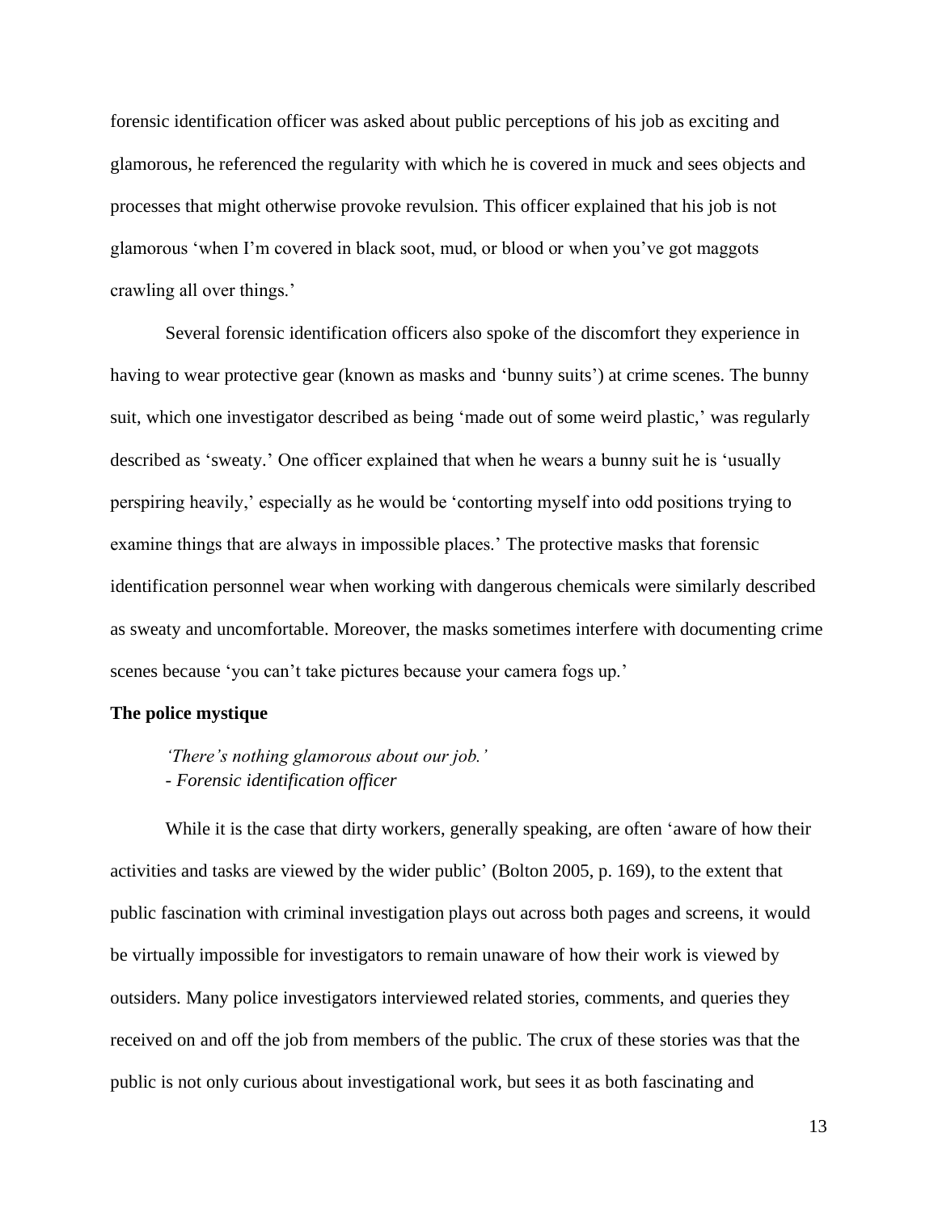forensic identification officer was asked about public perceptions of his job as exciting and glamorous, he referenced the regularity with which he is covered in muck and sees objects and processes that might otherwise provoke revulsion. This officer explained that his job is not glamorous 'when I'm covered in black soot, mud, or blood or when you've got maggots crawling all over things.'

Several forensic identification officers also spoke of the discomfort they experience in having to wear protective gear (known as masks and 'bunny suits') at crime scenes. The bunny suit, which one investigator described as being 'made out of some weird plastic,' was regularly described as 'sweaty.' One officer explained that when he wears a bunny suit he is 'usually perspiring heavily,' especially as he would be 'contorting myself into odd positions trying to examine things that are always in impossible places.' The protective masks that forensic identification personnel wear when working with dangerous chemicals were similarly described as sweaty and uncomfortable. Moreover, the masks sometimes interfere with documenting crime scenes because 'you can't take pictures because your camera fogs up.'

**The police mystique**

> *'There's nothing glamorous about our job.'*
> *- Forensic identification officer*

While it is the case that dirty workers, generally speaking, are often 'aware of how their activities and tasks are viewed by the wider public' (Bolton 2005, p. 169), to the extent that public fascination with criminal investigation plays out across both pages and screens, it would be virtually impossible for investigators to remain unaware of how their work is viewed by outsiders. Many police investigators interviewed related stories, comments, and queries they received on and off the job from members of the public. The crux of these stories was that the public is not only curious about investigational work, but sees it as both fascinating and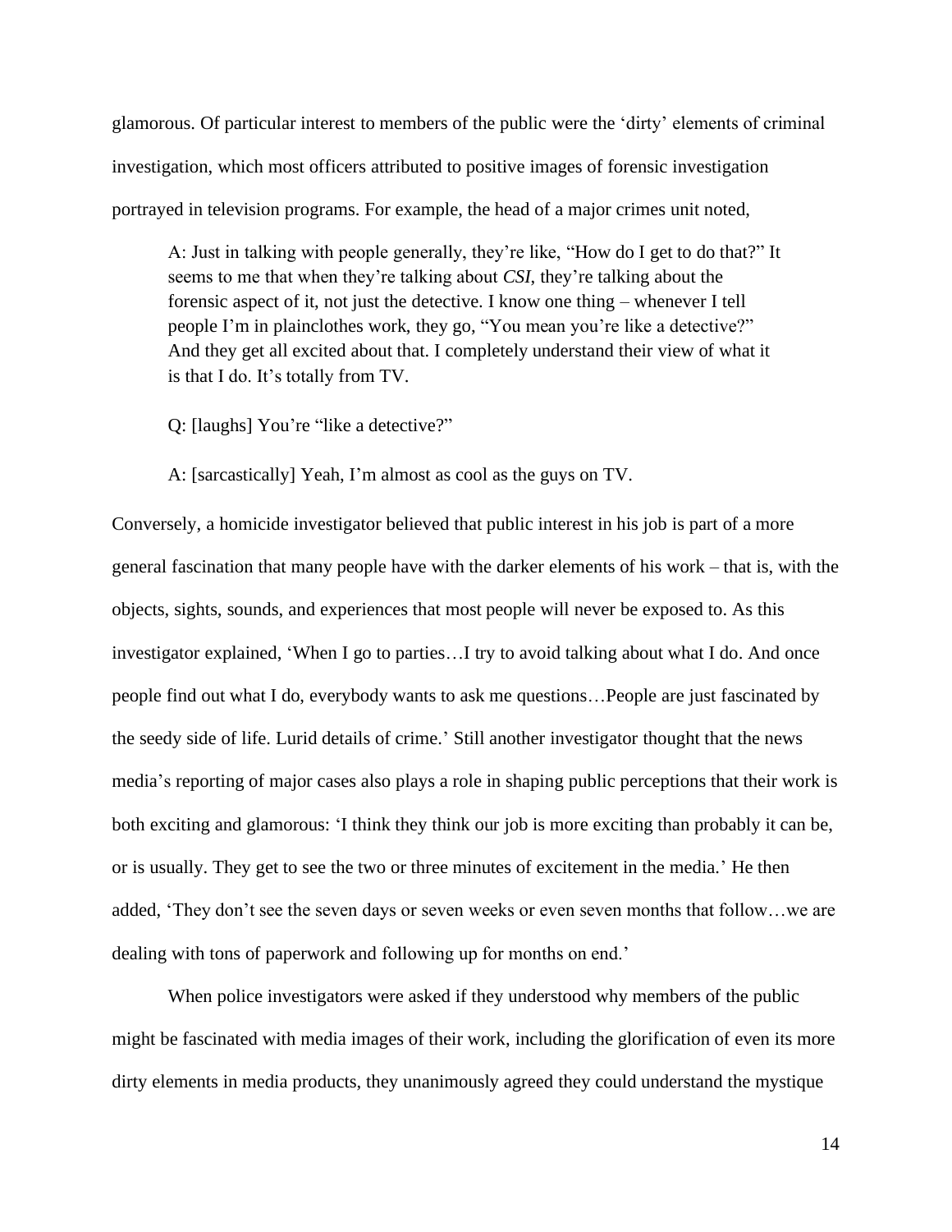glamorous. Of particular interest to members of the public were the 'dirty' elements of criminal investigation, which most officers attributed to positive images of forensic investigation portrayed in television programs. For example, the head of a major crimes unit noted,

> A: Just in talking with people generally, they're like, "How do I get to do that?" It seems to me that when they're talking about *CSI*, they're talking about the forensic aspect of it, not just the detective. I know one thing – whenever I tell people I'm in plainclothes work, they go, "You mean you're like a detective?" And they get all excited about that. I completely understand their view of what it is that I do. It's totally from TV.
>
> Q: [laughs] You're "like a detective?"
>
> A: [sarcastically] Yeah, I'm almost as cool as the guys on TV.

Conversely, a homicide investigator believed that public interest in his job is part of a more general fascination that many people have with the darker elements of his work – that is, with the objects, sights, sounds, and experiences that most people will never be exposed to. As this investigator explained, 'When I go to parties…I try to avoid talking about what I do. And once people find out what I do, everybody wants to ask me questions…People are just fascinated by the seedy side of life. Lurid details of crime.' Still another investigator thought that the news media's reporting of major cases also plays a role in shaping public perceptions that their work is both exciting and glamorous: 'I think they think our job is more exciting than probably it can be, or is usually. They get to see the two or three minutes of excitement in the media.' He then added, 'They don't see the seven days or seven weeks or even seven months that follow…we are dealing with tons of paperwork and following up for months on end.'

When police investigators were asked if they understood why members of the public might be fascinated with media images of their work, including the glorification of even its more dirty elements in media products, they unanimously agreed they could understand the mystique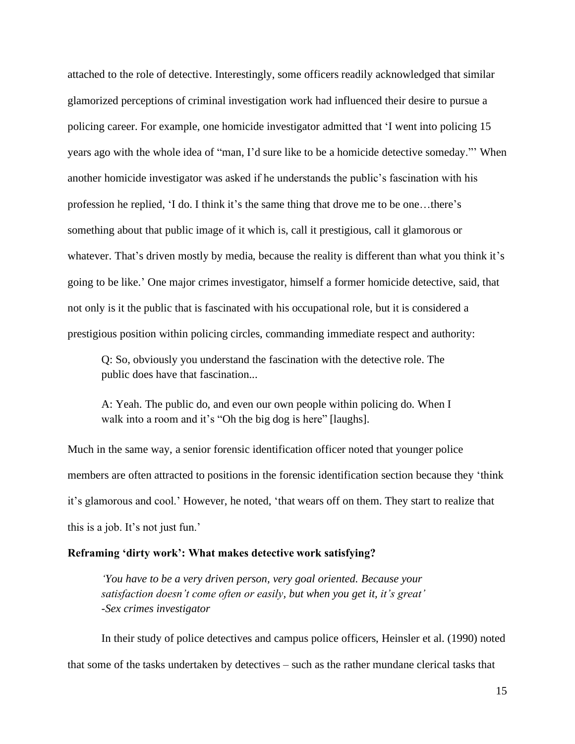attached to the role of detective. Interestingly, some officers readily acknowledged that similar glamorized perceptions of criminal investigation work had influenced their desire to pursue a policing career. For example, one homicide investigator admitted that 'I went into policing 15 years ago with the whole idea of "man, I'd sure like to be a homicide detective someday."' When another homicide investigator was asked if he understands the public's fascination with his profession he replied, 'I do. I think it's the same thing that drove me to be one…there's something about that public image of it which is, call it prestigious, call it glamorous or whatever. That's driven mostly by media, because the reality is different than what you think it's going to be like.' One major crimes investigator, himself a former homicide detective, said, that not only is it the public that is fascinated with his occupational role, but it is considered a prestigious position within policing circles, commanding immediate respect and authority:

> Q: So, obviously you understand the fascination with the detective role. The public does have that fascination...
>
> A: Yeah. The public do, and even our own people within policing do. When I walk into a room and it's "Oh the big dog is here" [laughs].

Much in the same way, a senior forensic identification officer noted that younger police members are often attracted to positions in the forensic identification section because they 'think it's glamorous and cool.' However, he noted, 'that wears off on them. They start to realize that this is a job. It's not just fun.'

### Reframing 'dirty work': What makes detective work satisfying?

> *'You have to be a very driven person, very goal oriented. Because your satisfaction doesn't come often or easily, but when you get it, it's great'*
> *-Sex crimes investigator*

In their study of police detectives and campus police officers, Heinsler et al. (1990) noted that some of the tasks undertaken by detectives – such as the rather mundane clerical tasks that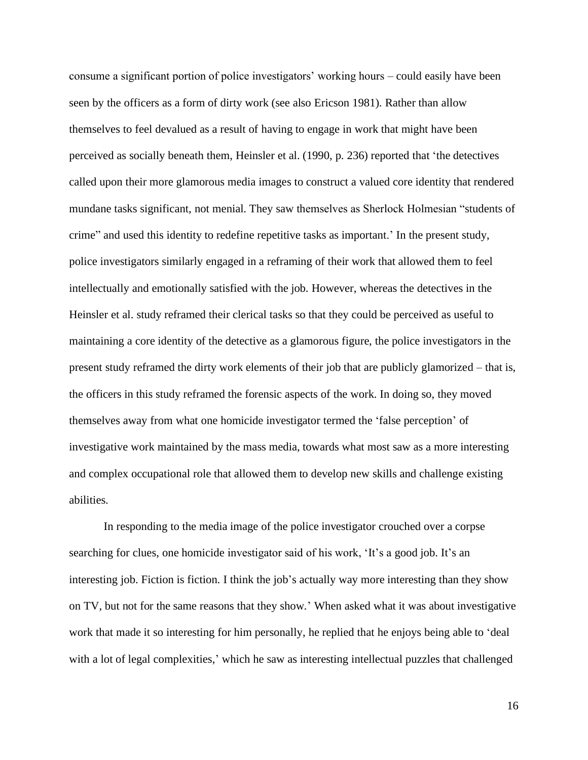consume a significant portion of police investigators' working hours – could easily have been seen by the officers as a form of dirty work (see also Ericson 1981). Rather than allow themselves to feel devalued as a result of having to engage in work that might have been perceived as socially beneath them, Heinsler et al. (1990, p. 236) reported that 'the detectives called upon their more glamorous media images to construct a valued core identity that rendered mundane tasks significant, not menial. They saw themselves as Sherlock Holmesian "students of crime" and used this identity to redefine repetitive tasks as important.' In the present study, police investigators similarly engaged in a reframing of their work that allowed them to feel intellectually and emotionally satisfied with the job. However, whereas the detectives in the Heinsler et al. study reframed their clerical tasks so that they could be perceived as useful to maintaining a core identity of the detective as a glamorous figure, the police investigators in the present study reframed the dirty work elements of their job that are publicly glamorized – that is, the officers in this study reframed the forensic aspects of the work. In doing so, they moved themselves away from what one homicide investigator termed the 'false perception' of investigative work maintained by the mass media, towards what most saw as a more interesting and complex occupational role that allowed them to develop new skills and challenge existing abilities.

In responding to the media image of the police investigator crouched over a corpse searching for clues, one homicide investigator said of his work, 'It's a good job. It's an interesting job. Fiction is fiction. I think the job's actually way more interesting than they show on TV, but not for the same reasons that they show.' When asked what it was about investigative work that made it so interesting for him personally, he replied that he enjoys being able to 'deal with a lot of legal complexities,' which he saw as interesting intellectual puzzles that challenged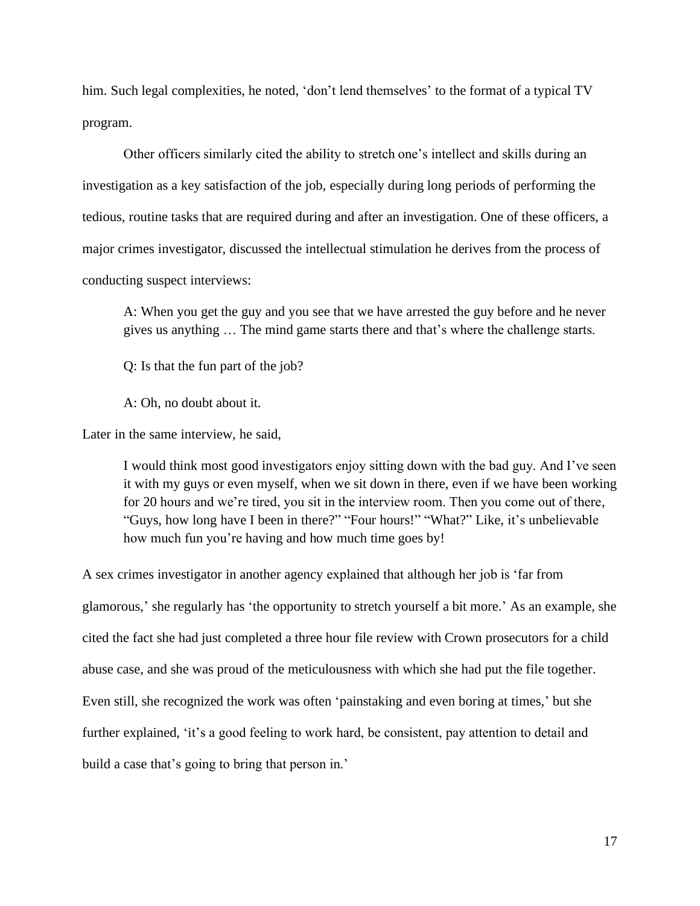him. Such legal complexities, he noted, 'don't lend themselves' to the format of a typical TV program.

Other officers similarly cited the ability to stretch one's intellect and skills during an investigation as a key satisfaction of the job, especially during long periods of performing the tedious, routine tasks that are required during and after an investigation. One of these officers, a major crimes investigator, discussed the intellectual stimulation he derives from the process of conducting suspect interviews:

> A: When you get the guy and you see that we have arrested the guy before and he never gives us anything … The mind game starts there and that's where the challenge starts.
>
> Q: Is that the fun part of the job?
>
> A: Oh, no doubt about it.

Later in the same interview, he said,

> I would think most good investigators enjoy sitting down with the bad guy. And I've seen it with my guys or even myself, when we sit down in there, even if we have been working for 20 hours and we're tired, you sit in the interview room. Then you come out of there, "Guys, how long have I been in there?" "Four hours!" "What?" Like, it's unbelievable how much fun you're having and how much time goes by!

A sex crimes investigator in another agency explained that although her job is 'far from glamorous,' she regularly has 'the opportunity to stretch yourself a bit more.' As an example, she cited the fact she had just completed a three hour file review with Crown prosecutors for a child abuse case, and she was proud of the meticulousness with which she had put the file together. Even still, she recognized the work was often 'painstaking and even boring at times,' but she further explained, 'it's a good feeling to work hard, be consistent, pay attention to detail and build a case that's going to bring that person in.'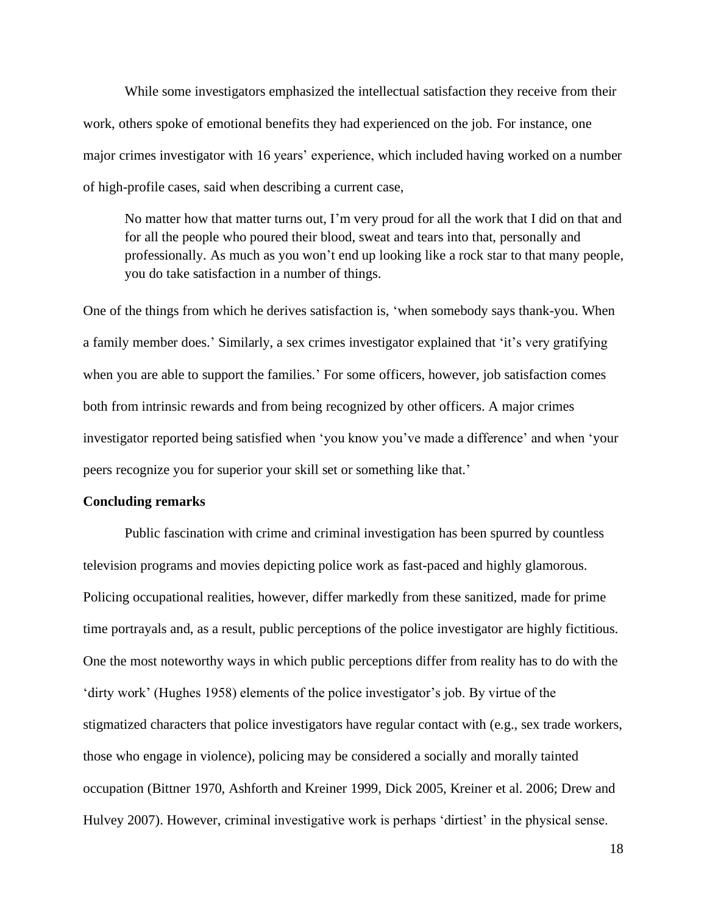While some investigators emphasized the intellectual satisfaction they receive from their work, others spoke of emotional benefits they had experienced on the job. For instance, one major crimes investigator with 16 years' experience, which included having worked on a number of high-profile cases, said when describing a current case,

> No matter how that matter turns out, I'm very proud for all the work that I did on that and for all the people who poured their blood, sweat and tears into that, personally and professionally. As much as you won't end up looking like a rock star to that many people, you do take satisfaction in a number of things.

One of the things from which he derives satisfaction is, 'when somebody says thank-you. When a family member does.' Similarly, a sex crimes investigator explained that 'it's very gratifying when you are able to support the families.' For some officers, however, job satisfaction comes both from intrinsic rewards and from being recognized by other officers. A major crimes investigator reported being satisfied when 'you know you've made a difference' and when 'your peers recognize you for superior your skill set or something like that.'

**Concluding remarks**

Public fascination with crime and criminal investigation has been spurred by countless television programs and movies depicting police work as fast-paced and highly glamorous. Policing occupational realities, however, differ markedly from these sanitized, made for prime time portrayals and, as a result, public perceptions of the police investigator are highly fictitious. One the most noteworthy ways in which public perceptions differ from reality has to do with the 'dirty work' (Hughes 1958) elements of the police investigator's job. By virtue of the stigmatized characters that police investigators have regular contact with (e.g., sex trade workers, those who engage in violence), policing may be considered a socially and morally tainted occupation (Bittner 1970, Ashforth and Kreiner 1999, Dick 2005, Kreiner et al. 2006; Drew and Hulvey 2007). However, criminal investigative work is perhaps 'dirtiest' in the physical sense.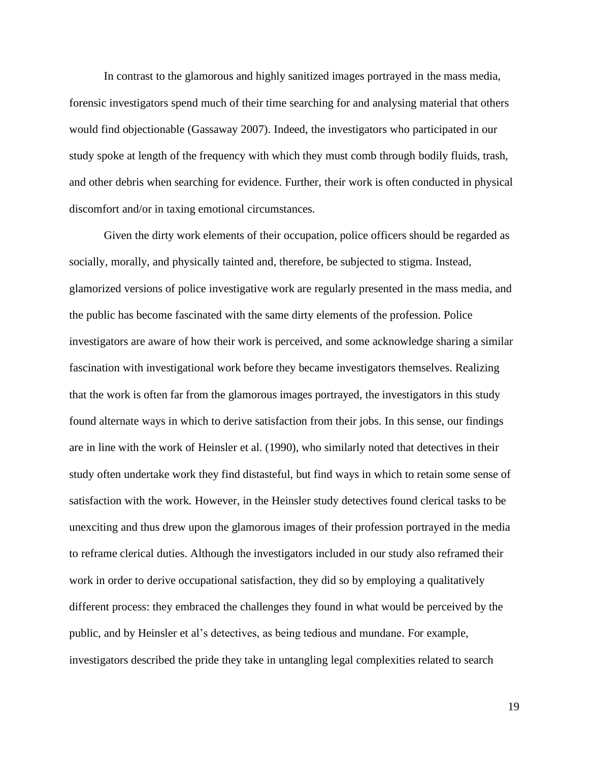In contrast to the glamorous and highly sanitized images portrayed in the mass media, forensic investigators spend much of their time searching for and analysing material that others would find objectionable (Gassaway 2007). Indeed, the investigators who participated in our study spoke at length of the frequency with which they must comb through bodily fluids, trash, and other debris when searching for evidence. Further, their work is often conducted in physical discomfort and/or in taxing emotional circumstances.

Given the dirty work elements of their occupation, police officers should be regarded as socially, morally, and physically tainted and, therefore, be subjected to stigma. Instead, glamorized versions of police investigative work are regularly presented in the mass media, and the public has become fascinated with the same dirty elements of the profession. Police investigators are aware of how their work is perceived, and some acknowledge sharing a similar fascination with investigational work before they became investigators themselves. Realizing that the work is often far from the glamorous images portrayed, the investigators in this study found alternate ways in which to derive satisfaction from their jobs. In this sense, our findings are in line with the work of Heinsler et al. (1990), who similarly noted that detectives in their study often undertake work they find distasteful, but find ways in which to retain some sense of satisfaction with the work. However, in the Heinsler study detectives found clerical tasks to be unexciting and thus drew upon the glamorous images of their profession portrayed in the media to reframe clerical duties. Although the investigators included in our study also reframed their work in order to derive occupational satisfaction, they did so by employing a qualitatively different process: they embraced the challenges they found in what would be perceived by the public, and by Heinsler et al's detectives, as being tedious and mundane. For example, investigators described the pride they take in untangling legal complexities related to search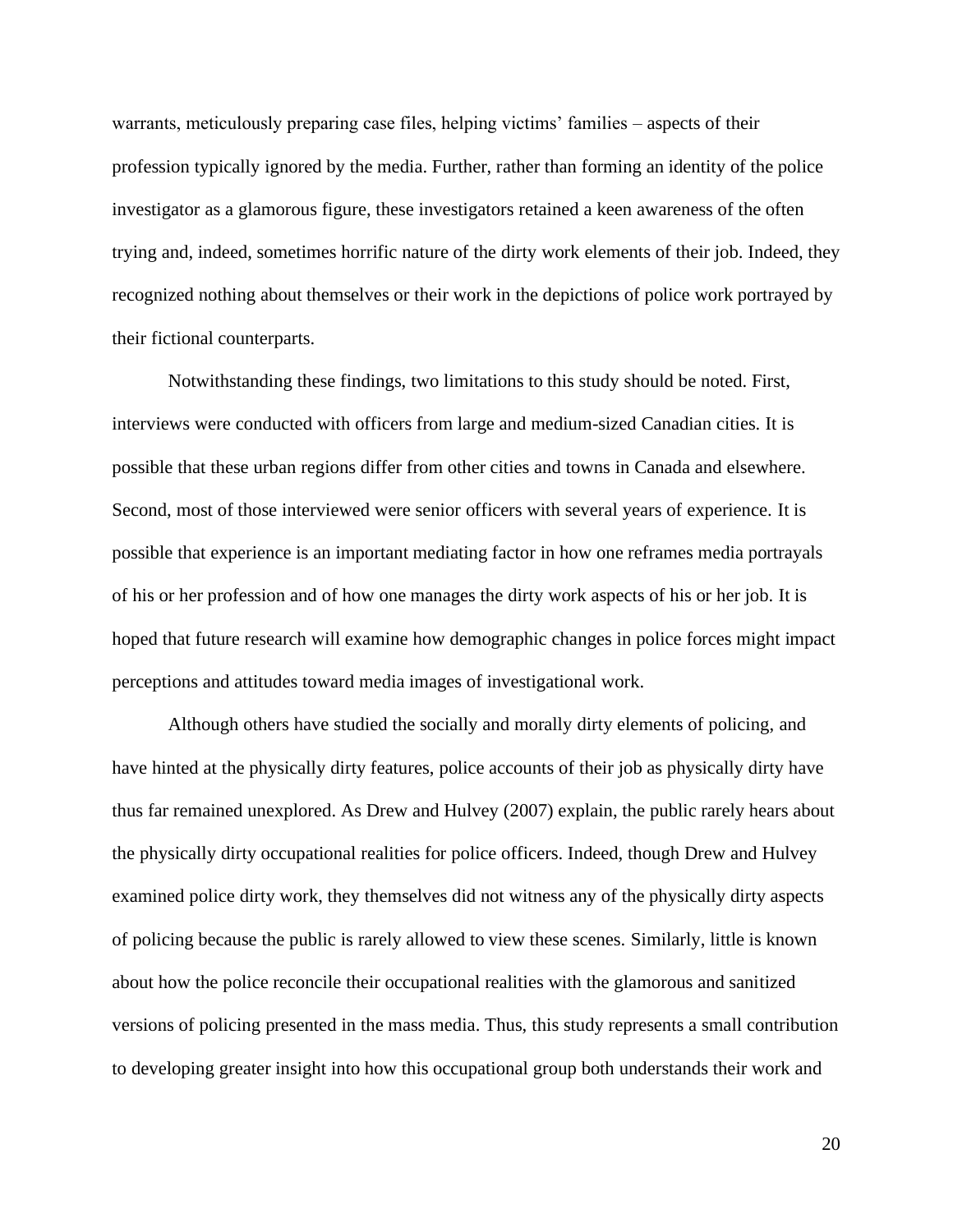warrants, meticulously preparing case files, helping victims' families – aspects of their profession typically ignored by the media. Further, rather than forming an identity of the police investigator as a glamorous figure, these investigators retained a keen awareness of the often trying and, indeed, sometimes horrific nature of the dirty work elements of their job. Indeed, they recognized nothing about themselves or their work in the depictions of police work portrayed by their fictional counterparts.

Notwithstanding these findings, two limitations to this study should be noted. First, interviews were conducted with officers from large and medium-sized Canadian cities. It is possible that these urban regions differ from other cities and towns in Canada and elsewhere. Second, most of those interviewed were senior officers with several years of experience. It is possible that experience is an important mediating factor in how one reframes media portrayals of his or her profession and of how one manages the dirty work aspects of his or her job. It is hoped that future research will examine how demographic changes in police forces might impact perceptions and attitudes toward media images of investigational work.

Although others have studied the socially and morally dirty elements of policing, and have hinted at the physically dirty features, police accounts of their job as physically dirty have thus far remained unexplored. As Drew and Hulvey (2007) explain, the public rarely hears about the physically dirty occupational realities for police officers. Indeed, though Drew and Hulvey examined police dirty work, they themselves did not witness any of the physically dirty aspects of policing because the public is rarely allowed to view these scenes. Similarly, little is known about how the police reconcile their occupational realities with the glamorous and sanitized versions of policing presented in the mass media. Thus, this study represents a small contribution to developing greater insight into how this occupational group both understands their work and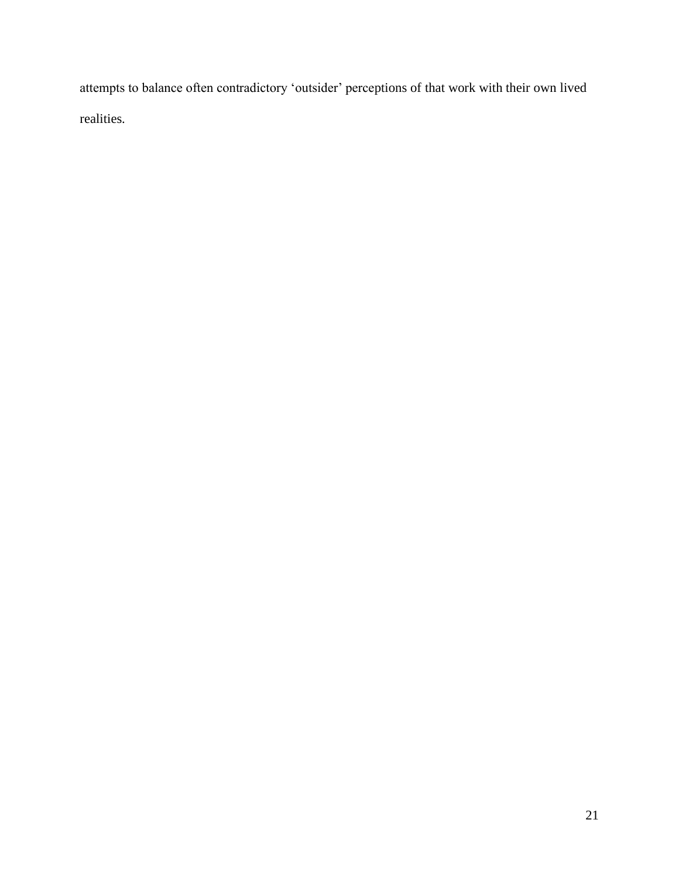attempts to balance often contradictory ‘outsider’ perceptions of that work with their own lived realities.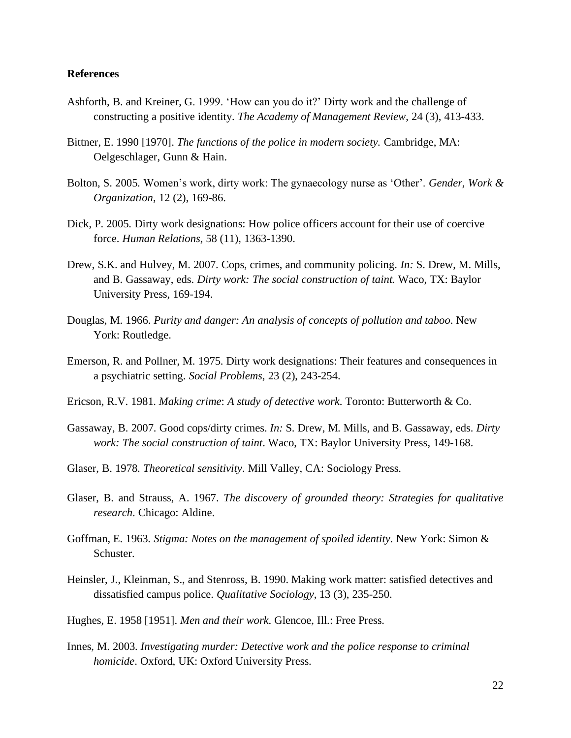**References**

Ashforth, B. and Kreiner, G. 1999. 'How can you do it?' Dirty work and the challenge of constructing a positive identity. *The Academy of Management Review*, 24 (3), 413-433.

Bittner, E. 1990 [1970]. *The functions of the police in modern society.* Cambridge, MA: Oelgeschlager, Gunn & Hain.

Bolton, S. 2005. Women's work, dirty work: The gynaecology nurse as 'Other'. *Gender, Work & Organization*, 12 (2), 169-86.

Dick, P. 2005. Dirty work designations: How police officers account for their use of coercive force. *Human Relations*, 58 (11), 1363-1390.

Drew, S.K. and Hulvey, M. 2007. Cops, crimes, and community policing. *In:* S. Drew, M. Mills, and B. Gassaway, eds. *Dirty work: The social construction of taint.* Waco, TX: Baylor University Press, 169-194.

Douglas, M. 1966. *Purity and danger: An analysis of concepts of pollution and taboo*. New York: Routledge.

Emerson, R. and Pollner, M. 1975. Dirty work designations: Their features and consequences in a psychiatric setting. *Social Problems*, 23 (2), 243-254.

Ericson, R.V. 1981. *Making crime*: *A study of detective work.* Toronto: Butterworth & Co.

Gassaway, B. 2007. Good cops/dirty crimes. *In:* S. Drew, M. Mills, and B. Gassaway, eds. *Dirty work: The social construction of taint*. Waco, TX: Baylor University Press, 149-168.

Glaser, B. 1978. *Theoretical sensitivity*. Mill Valley, CA: Sociology Press.

Glaser, B. and Strauss, A. 1967. *The discovery of grounded theory: Strategies for qualitative research*. Chicago: Aldine.

Goffman, E. 1963. *Stigma: Notes on the management of spoiled identity*. New York: Simon & Schuster.

Heinsler, J., Kleinman, S., and Stenross, B. 1990. Making work matter: satisfied detectives and dissatisfied campus police. *Qualitative Sociology*, 13 (3), 235-250.

Hughes, E. 1958 [1951]. *Men and their work*. Glencoe, Ill.: Free Press.

Innes, M. 2003. *Investigating murder: Detective work and the police response to criminal homicide*. Oxford, UK: Oxford University Press.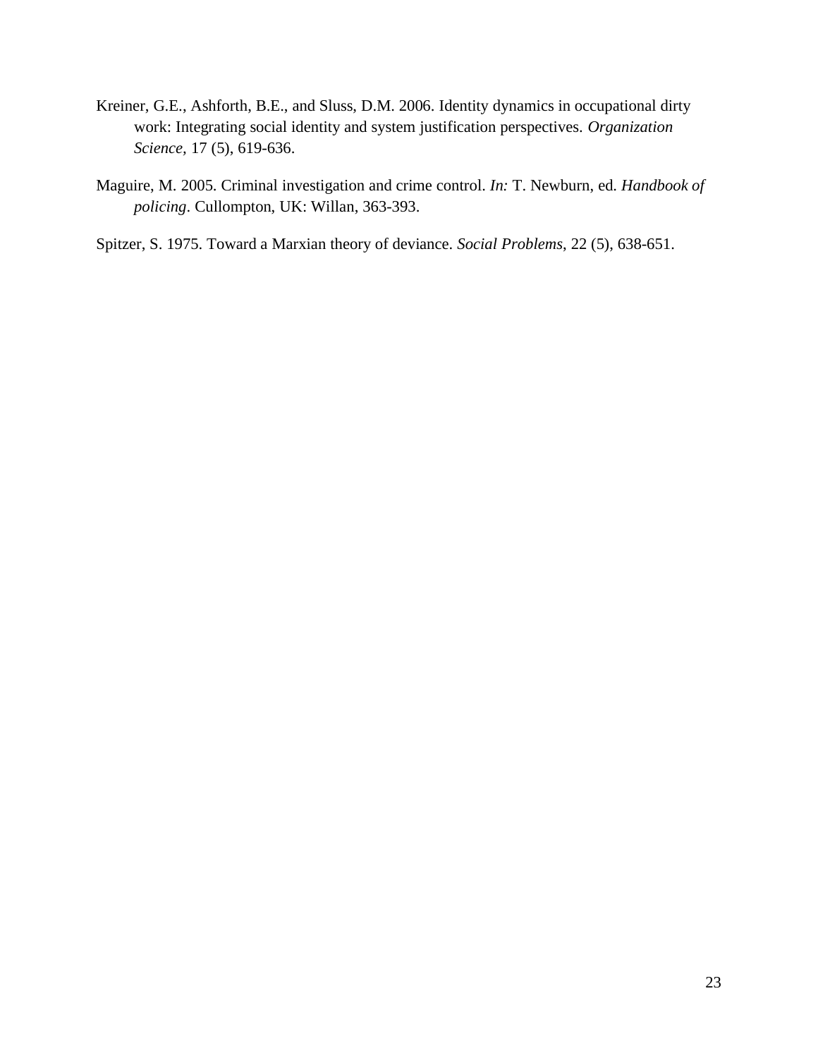Kreiner, G.E., Ashforth, B.E., and Sluss, D.M. 2006. Identity dynamics in occupational dirty work: Integrating social identity and system justification perspectives. *Organization Science,* 17 (5), 619-636.

Maguire, M. 2005. Criminal investigation and crime control. *In:* T. Newburn, ed. *Handbook of policing*. Cullompton, UK: Willan, 363-393.

Spitzer, S. 1975. Toward a Marxian theory of deviance. *Social Problems*, 22 (5), 638-651.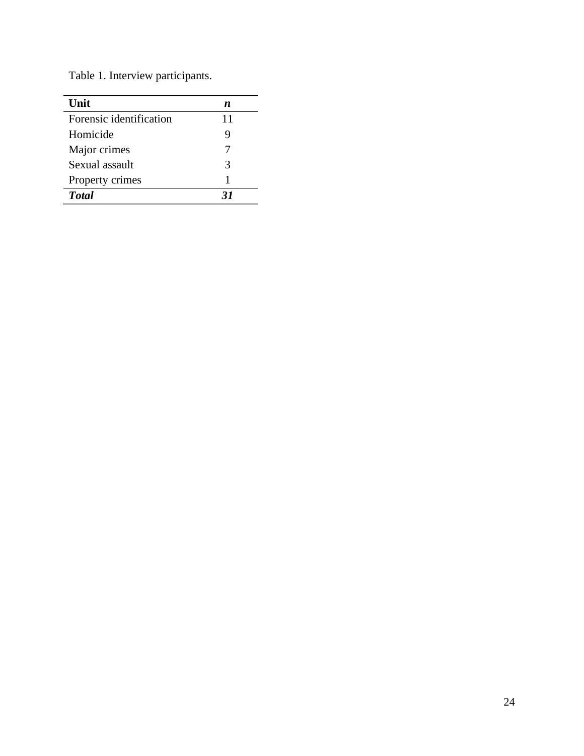Table 1. Interview participants.

| **Unit** | ***n*** |
|---|---|
| Forensic identification | 11 |
| Homicide | 9 |
| Major crimes | 7 |
| Sexual assault | 3 |
| Property crimes | 1 |
| ***Total*** | ***31*** |